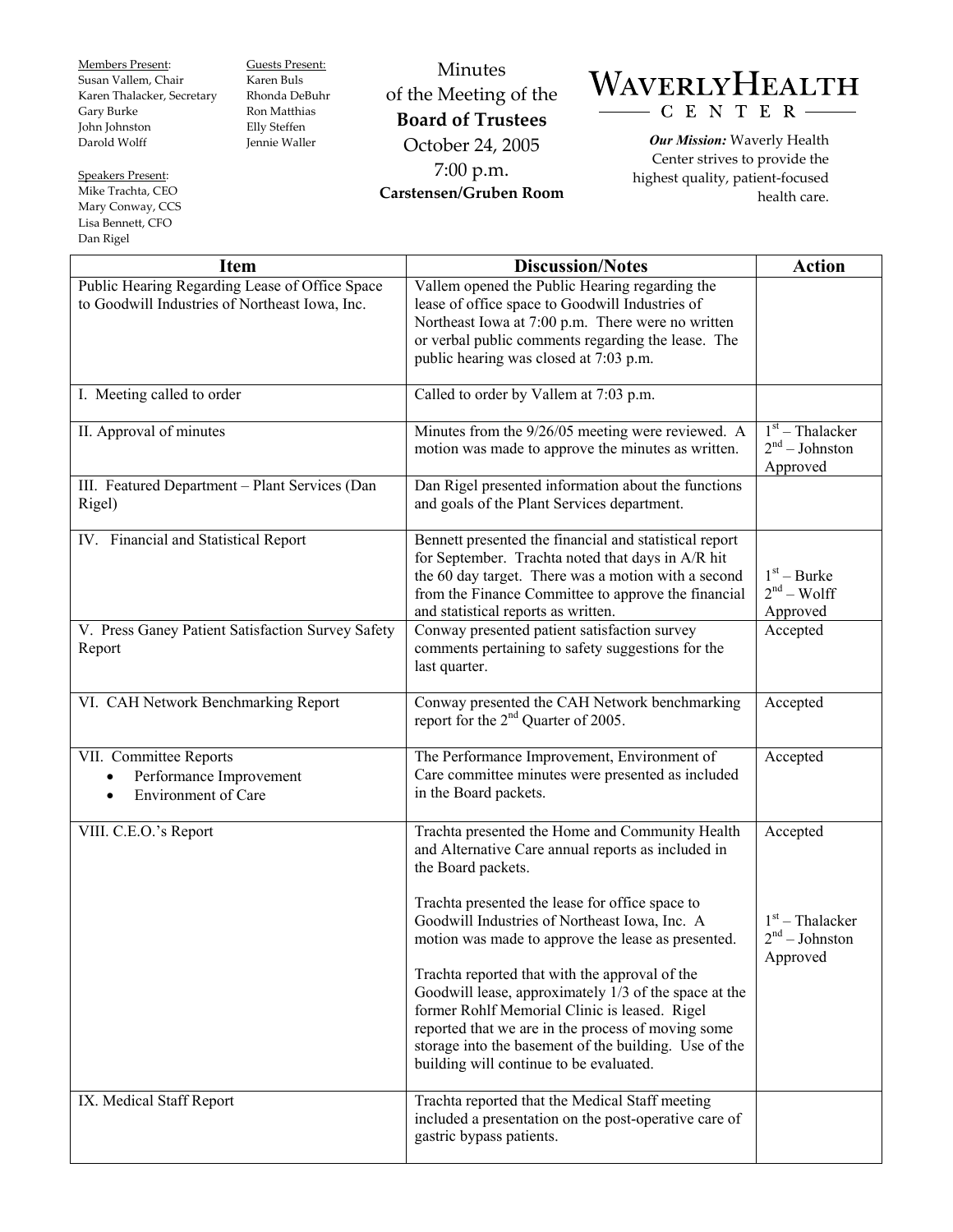Members Present:
Susan Vallem, Chair
Karen Thalacker, Secretary
Gary Burke
John Johnston
Darold Wolff

Guests Present:
Karen Buls
Rhonda DeBuhr
Ron Matthias
Elly Steffen
Jennie Waller

Speakers Present:
Mike Trachta, CEO
Mary Conway, CCS
Lisa Bennett, CFO
Dan Rigel

# Minutes of the Meeting of the **Board of Trustees**

October 24, 2005
7:00 p.m.
**Carstensen/Gruben Room**

**WAVERLY HEALTH CENTER**

***Our Mission:*** Waverly Health Center strives to provide the highest quality, patient-focused health care.

| Item | Discussion/Notes | Action |
|---|---|---|
| Public Hearing Regarding Lease of Office Space to Goodwill Industries of Northeast Iowa, Inc. | Vallem opened the Public Hearing regarding the lease of office space to Goodwill Industries of Northeast Iowa at 7:00 p.m. There were no written or verbal public comments regarding the lease. The public hearing was closed at 7:03 p.m. | |
| I. Meeting called to order | Called to order by Vallem at 7:03 p.m. | |
| II. Approval of minutes | Minutes from the 9/26/05 meeting were reviewed. A motion was made to approve the minutes as written. | 1st – Thalacker<br>2nd – Johnston<br>Approved |
| III. Featured Department – Plant Services (Dan Rigel) | Dan Rigel presented information about the functions and goals of the Plant Services department. | |
| IV. Financial and Statistical Report | Bennett presented the financial and statistical report for September. Trachta noted that days in A/R hit the 60 day target. There was a motion with a second from the Finance Committee to approve the financial and statistical reports as written. | 1st – Burke<br>2nd – Wolff<br>Approved |
| V. Press Ganey Patient Satisfaction Survey Safety Report | Conway presented patient satisfaction survey comments pertaining to safety suggestions for the last quarter. | Accepted |
| VI. CAH Network Benchmarking Report | Conway presented the CAH Network benchmarking report for the 2nd Quarter of 2005. | Accepted |
| VII. Committee Reports<br>• Performance Improvement<br>• Environment of Care | The Performance Improvement, Environment of Care committee minutes were presented as included in the Board packets. | Accepted |
| VIII. C.E.O.'s Report | Trachta presented the Home and Community Health and Alternative Care annual reports as included in the Board packets.<br><br>Trachta presented the lease for office space to Goodwill Industries of Northeast Iowa, Inc. A motion was made to approve the lease as presented.<br><br>Trachta reported that with the approval of the Goodwill lease, approximately 1/3 of the space at the former Rohlf Memorial Clinic is leased. Rigel reported that we are in the process of moving some storage into the basement of the building. Use of the building will continue to be evaluated. | Accepted<br><br>1st – Thalacker<br>2nd – Johnston<br>Approved |
| IX. Medical Staff Report | Trachta reported that the Medical Staff meeting included a presentation on the post-operative care of gastric bypass patients. | |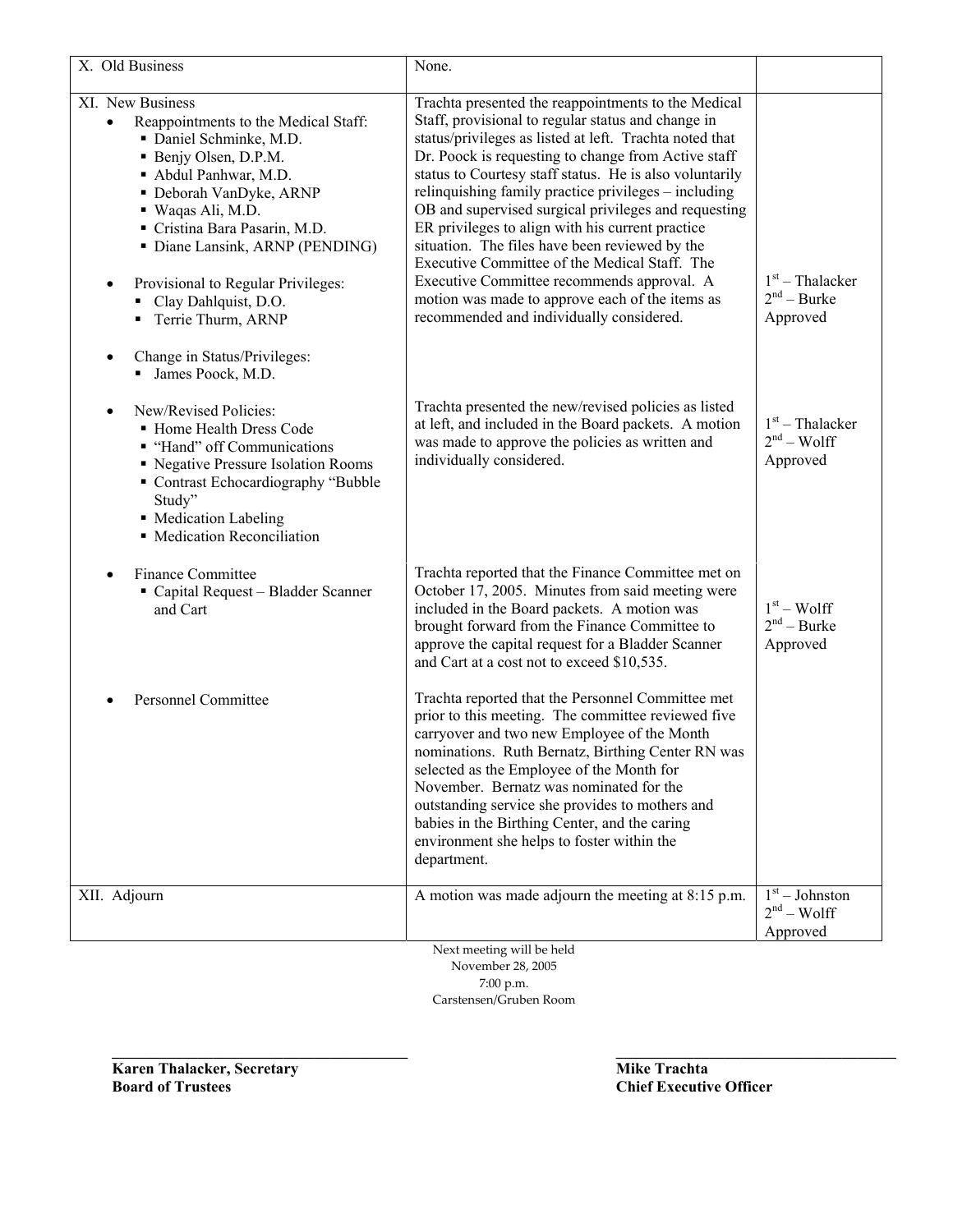| | | |
|---|---|---|
| X. Old Business | None. | |
| XI. New Business<br>• Reappointments to the Medical Staff:<br>▪ Daniel Schminke, M.D.<br>▪ Benjy Olsen, D.P.M.<br>▪ Abdul Panhwar, M.D.<br>▪ Deborah VanDyke, ARNP<br>▪ Waqas Ali, M.D.<br>▪ Cristina Bara Pasarin, M.D.<br>▪ Diane Lansink, ARNP (PENDING)<br>• Provisional to Regular Privileges:<br>▪ Clay Dahlquist, D.O.<br>▪ Terrie Thurm, ARNP<br>• Change in Status/Privileges:<br>▪ James Poock, M.D. | Trachta presented the reappointments to the Medical Staff, provisional to regular status and change in status/privileges as listed at left. Trachta noted that Dr. Poock is requesting to change from Active staff status to Courtesy staff status. He is also voluntarily relinquishing family practice privileges – including OB and supervised surgical privileges and requesting ER privileges to align with his current practice situation. The files have been reviewed by the Executive Committee of the Medical Staff. The Executive Committee recommends approval. A motion was made to approve each of the items as recommended and individually considered. | 1st – Thalacker<br>2nd – Burke<br>Approved |
| • New/Revised Policies:<br>▪ Home Health Dress Code<br>▪ "Hand" off Communications<br>▪ Negative Pressure Isolation Rooms<br>▪ Contrast Echocardiography "Bubble Study"<br>▪ Medication Labeling<br>▪ Medication Reconciliation | Trachta presented the new/revised policies as listed at left, and included in the Board packets. A motion was made to approve the policies as written and individually considered. | 1st – Thalacker<br>2nd – Wolff<br>Approved |
| • Finance Committee<br>▪ Capital Request – Bladder Scanner and Cart | Trachta reported that the Finance Committee met on October 17, 2005. Minutes from said meeting were included in the Board packets. A motion was brought forward from the Finance Committee to approve the capital request for a Bladder Scanner and Cart at a cost not to exceed $10,535. | 1st – Wolff<br>2nd – Burke<br>Approved |
| • Personnel Committee | Trachta reported that the Personnel Committee met prior to this meeting. The committee reviewed five carryover and two new Employee of the Month nominations. Ruth Bernatz, Birthing Center RN was selected as the Employee of the Month for November. Bernatz was nominated for the outstanding service she provides to mothers and babies in the Birthing Center, and the caring environment she helps to foster within the department. | |
| XII. Adjourn | A motion was made adjourn the meeting at 8:15 p.m. | 1st – Johnston<br>2nd – Wolff<br>Approved |

Next meeting will be held
November 28, 2005
7:00 p.m.
Carstensen/Gruben Room

**Karen Thalacker, Secretary**
**Board of Trustees**

**Mike Trachta**
**Chief Executive Officer**